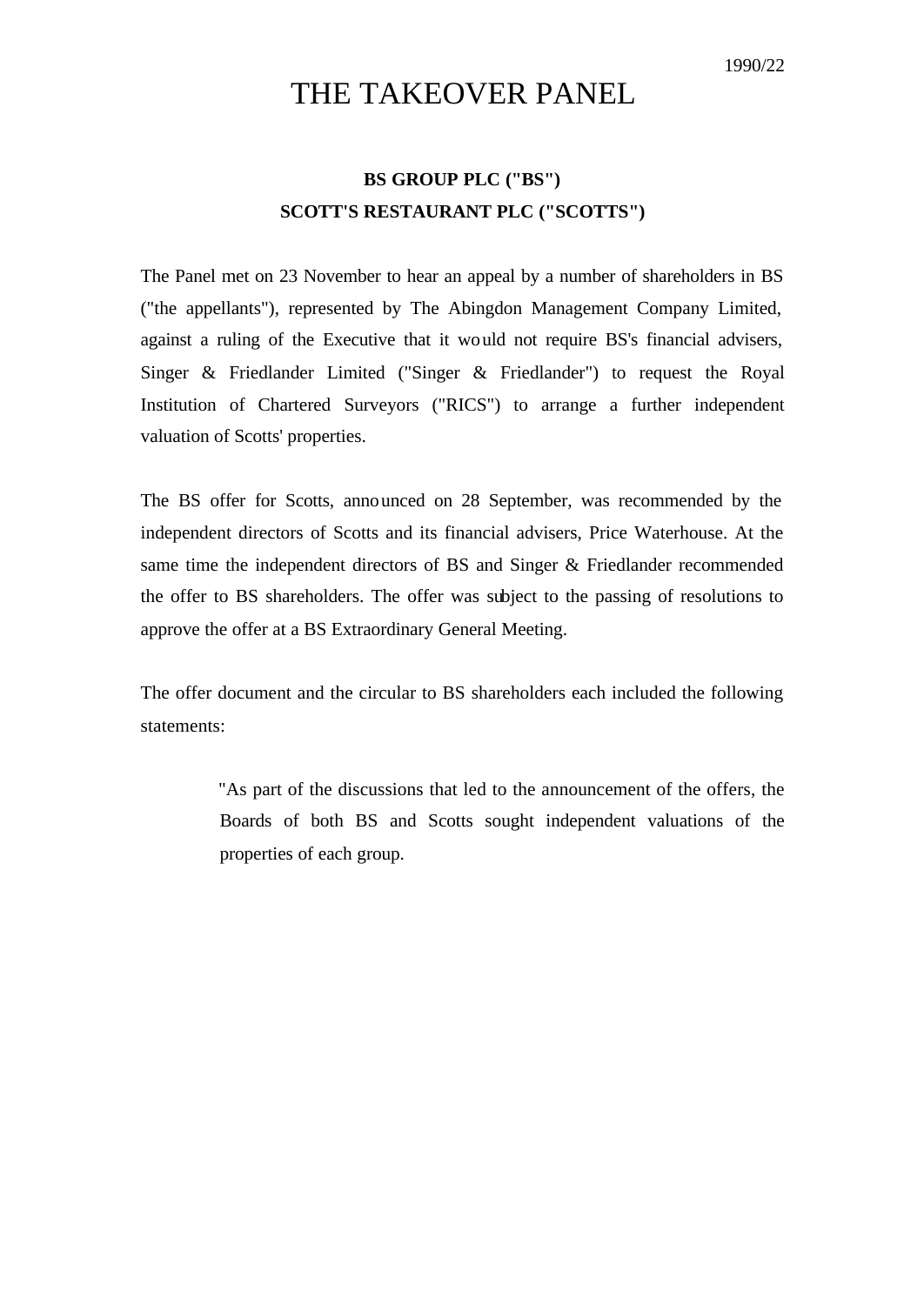1990/22

# THE TAKEOVER PANEL

**BS GROUP PLC ("BS")**
**SCOTT'S RESTAURANT PLC ("SCOTTS")**

The Panel met on 23 November to hear an appeal by a number of shareholders in BS ("the appellants"), represented by The Abingdon Management Company Limited, against a ruling of the Executive that it would not require BS's financial advisers, Singer & Friedlander Limited ("Singer & Friedlander") to request the Royal Institution of Chartered Surveyors ("RICS") to arrange a further independent valuation of Scotts' properties.

The BS offer for Scotts, announced on 28 September, was recommended by the independent directors of Scotts and its financial advisers, Price Waterhouse. At the same time the independent directors of BS and Singer & Friedlander recommended the offer to BS shareholders. The offer was subject to the passing of resolutions to approve the offer at a BS Extraordinary General Meeting.

The offer document and the circular to BS shareholders each included the following statements:

> "As part of the discussions that led to the announcement of the offers, the Boards of both BS and Scotts sought independent valuations of the properties of each group.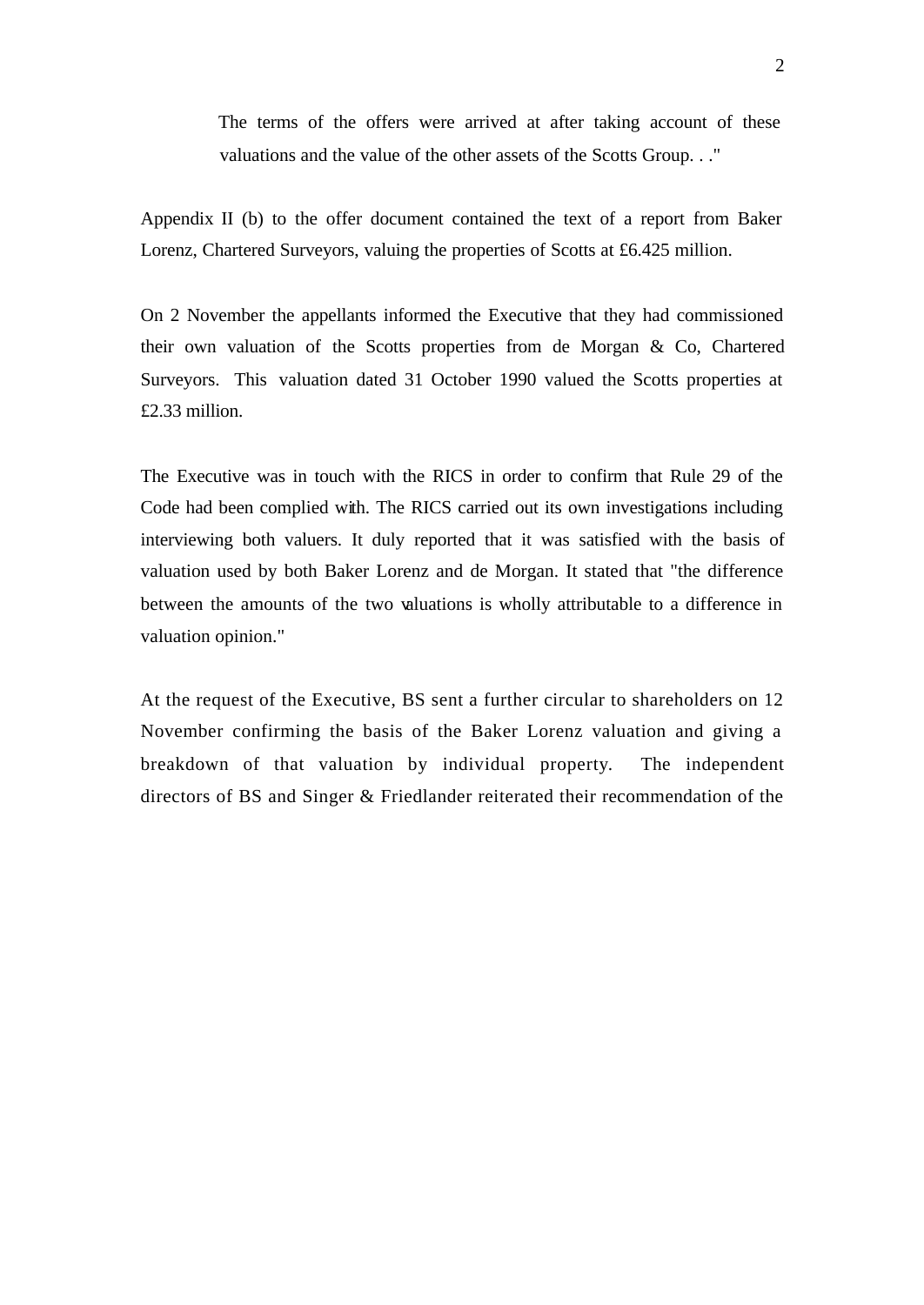> The terms of the offers were arrived at after taking account of these valuations and the value of the other assets of the Scotts Group. . ."

Appendix II (b) to the offer document contained the text of a report from Baker Lorenz, Chartered Surveyors, valuing the properties of Scotts at £6.425 million.

On 2 November the appellants informed the Executive that they had commissioned their own valuation of the Scotts properties from de Morgan & Co, Chartered Surveyors. This valuation dated 31 October 1990 valued the Scotts properties at £2.33 million.

The Executive was in touch with the RICS in order to confirm that Rule 29 of the Code had been complied with. The RICS carried out its own investigations including interviewing both valuers. It duly reported that it was satisfied with the basis of valuation used by both Baker Lorenz and de Morgan. It stated that "the difference between the amounts of the two valuations is wholly attributable to a difference in valuation opinion."

At the request of the Executive, BS sent a further circular to shareholders on 12 November confirming the basis of the Baker Lorenz valuation and giving a breakdown of that valuation by individual property. The independent directors of BS and Singer & Friedlander reiterated their recommendation of the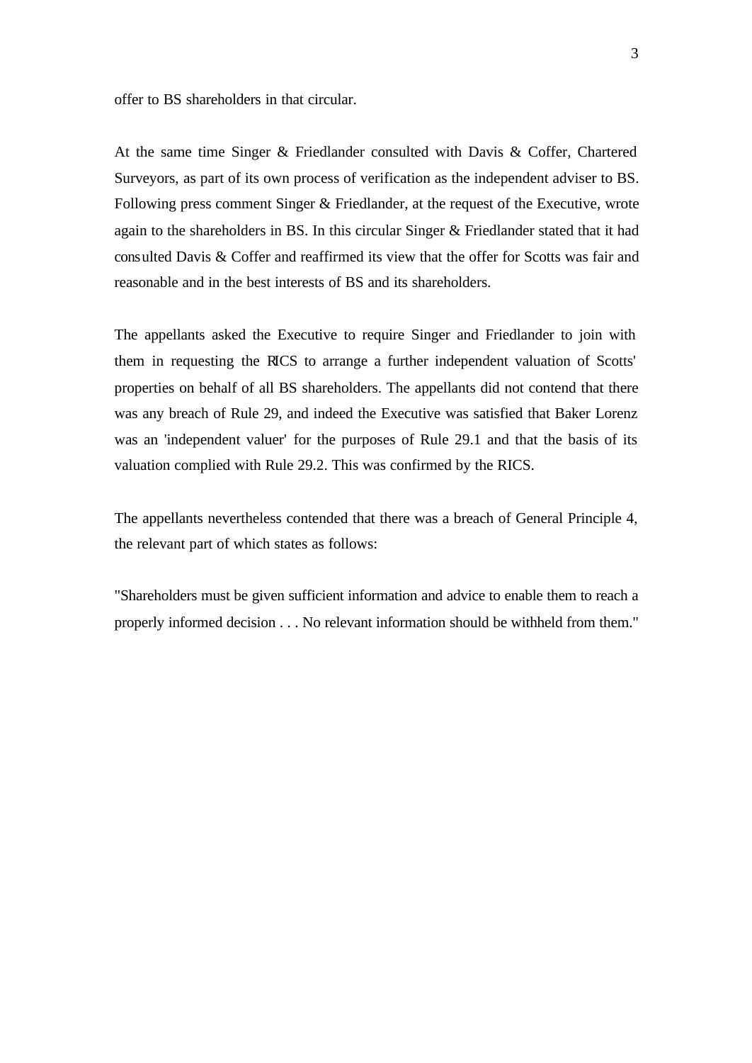offer to BS shareholders in that circular.

At the same time Singer & Friedlander consulted with Davis & Coffer, Chartered Surveyors, as part of its own process of verification as the independent adviser to BS. Following press comment Singer & Friedlander, at the request of the Executive, wrote again to the shareholders in BS. In this circular Singer & Friedlander stated that it had consulted Davis & Coffer and reaffirmed its view that the offer for Scotts was fair and reasonable and in the best interests of BS and its shareholders.

The appellants asked the Executive to require Singer and Friedlander to join with them in requesting the RICS to arrange a further independent valuation of Scotts' properties on behalf of all BS shareholders. The appellants did not contend that there was any breach of Rule 29, and indeed the Executive was satisfied that Baker Lorenz was an 'independent valuer' for the purposes of Rule 29.1 and that the basis of its valuation complied with Rule 29.2. This was confirmed by the RICS.

The appellants nevertheless contended that there was a breach of General Principle 4, the relevant part of which states as follows:

"Shareholders must be given sufficient information and advice to enable them to reach a properly informed decision . . . No relevant information should be withheld from them."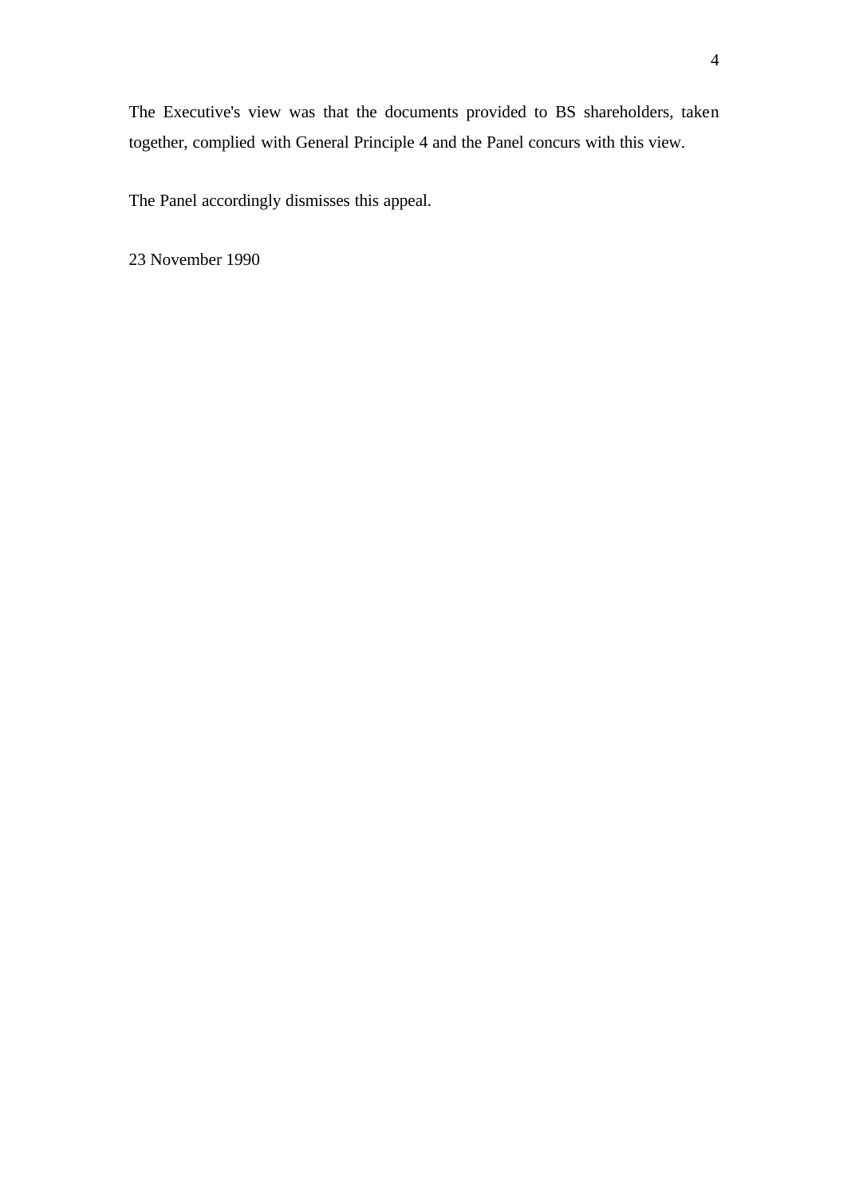The Executive's view was that the documents provided to BS shareholders, taken together, complied with General Principle 4 and the Panel concurs with this view.

The Panel accordingly dismisses this appeal.

23 November 1990